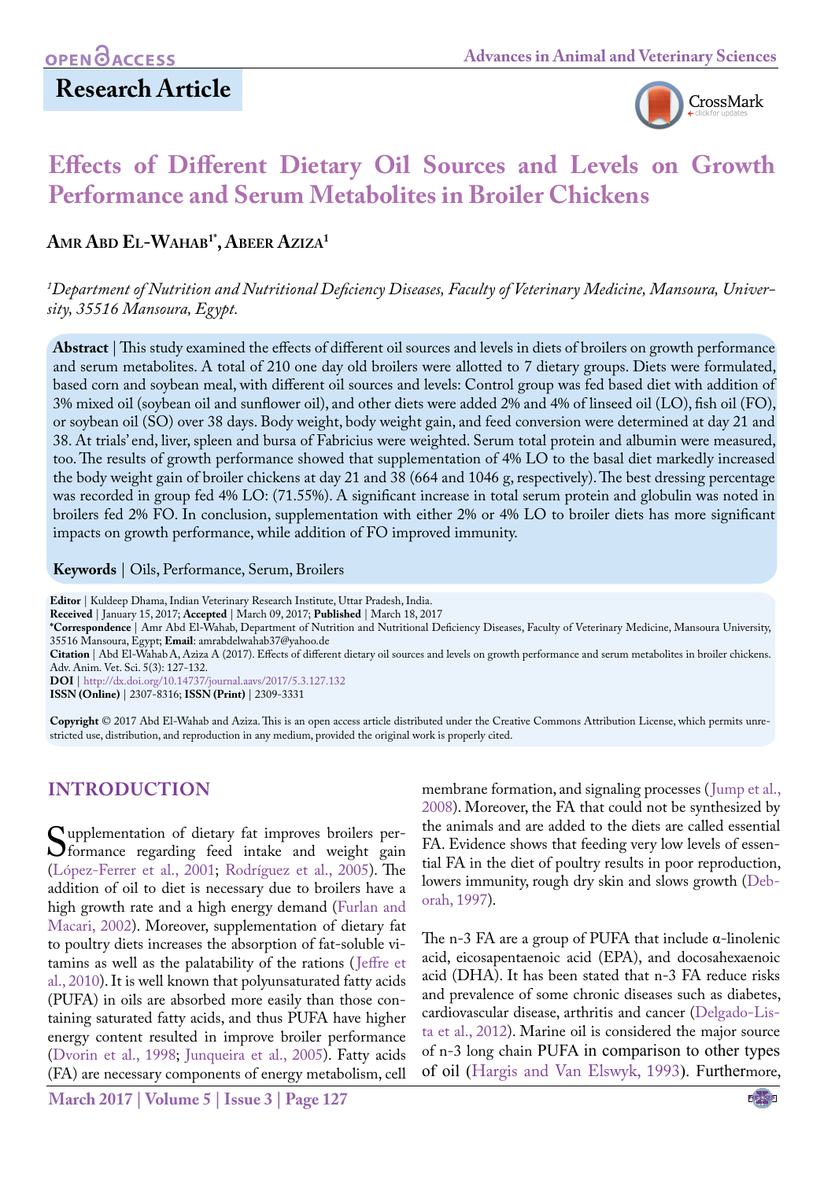# Effects of Different Dietary Oil Sources and Levels on Growth Performance and Serum Metabolites in Broiler Chickens

**Amr Abd El-Wahab[1*], Abeer Aziza[1]**

*[1]Department of Nutrition and Nutritional Deficiency Diseases, Faculty of Veterinary Medicine, Mansoura, University, 35516 Mansoura, Egypt.*

**Abstract** | This study examined the effects of different oil sources and levels in diets of broilers on growth performance and serum metabolites. A total of 210 one day old broilers were allotted to 7 dietary groups. Diets were formulated, based corn and soybean meal, with different oil sources and levels: Control group was fed based diet with addition of 3% mixed oil (soybean oil and sunflower oil), and other diets were added 2% and 4% of linseed oil (LO), fish oil (FO), or soybean oil (SO) over 38 days. Body weight, body weight gain, and feed conversion were determined at day 21 and 38. At trials' end, liver, spleen and bursa of Fabricius were weighted. Serum total protein and albumin were measured, too. The results of growth performance showed that supplementation of 4% LO to the basal diet markedly increased the body weight gain of broiler chickens at day 21 and 38 (664 and 1046 g, respectively). The best dressing percentage was recorded in group fed 4% LO: (71.55%). A significant increase in total serum protein and globulin was noted in broilers fed 2% FO. In conclusion, supplementation with either 2% or 4% LO to broiler diets has more significant impacts on growth performance, while addition of FO improved immunity.

**Keywords** | Oils, Performance, Serum, Broilers

**Editor** | Kuldeep Dhama, Indian Veterinary Research Institute, Uttar Pradesh, India.
**Received** | January 15, 2017; **Accepted** | March 09, 2017; **Published** | March 18, 2017
**\*Correspondence** | Amr Abd El-Wahab, Department of Nutrition and Nutritional Deficiency Diseases, Faculty of Veterinary Medicine, Mansoura University, 35516 Mansoura, Egypt; **Email**: amrabdelwahab37@yahoo.de
**Citation** | Abd El-Wahab A, Aziza A (2017). Effects of different dietary oil sources and levels on growth performance and serum metabolites in broiler chickens. Adv. Anim. Vet. Sci. 5(3): 127-132.
**DOI** | http://dx.doi.org/10.14737/journal.aavs/2017/5.3.127.132
**ISSN (Online)** | 2307-8316; **ISSN (Print)** | 2309-3331

**Copyright** © 2017 Abd El-Wahab and Aziza. This is an open access article distributed under the Creative Commons Attribution License, which permits unrestricted use, distribution, and reproduction in any medium, provided the original work is properly cited.

## INTRODUCTION

Supplementation of dietary fat improves broilers performance regarding feed intake and weight gain (López-Ferrer et al., 2001; Rodríguez et al., 2005). The addition of oil to diet is necessary due to broilers have a high growth rate and a high energy demand (Furlan and Macari, 2002). Moreover, supplementation of dietary fat to poultry diets increases the absorption of fat-soluble vitamins as well as the palatability of the rations (Jeffre et al., 2010). It is well known that polyunsaturated fatty acids (PUFA) in oils are absorbed more easily than those containing saturated fatty acids, and thus PUFA have higher energy content resulted in improve broiler performance (Dvorin et al., 1998; Junqueira et al., 2005). Fatty acids (FA) are necessary components of energy metabolism, cell membrane formation, and signaling processes (Jump et al., 2008). Moreover, the FA that could not be synthesized by the animals and are added to the diets are called essential FA. Evidence shows that feeding very low levels of essential FA in the diet of poultry results in poor reproduction, lowers immunity, rough dry skin and slows growth (Deborah, 1997).

The n-3 FA are a group of PUFA that include α-linolenic acid, eicosapentaenoic acid (EPA), and docosahexaenoic acid (DHA). It has been stated that n-3 FA reduce risks and prevalence of some chronic diseases such as diabetes, cardiovascular disease, arthritis and cancer (Delgado-Lista et al., 2012). Marine oil is considered the major source of n-3 long chain PUFA in comparison to other types of oil (Hargis and Van Elswyk, 1993). Furthermore,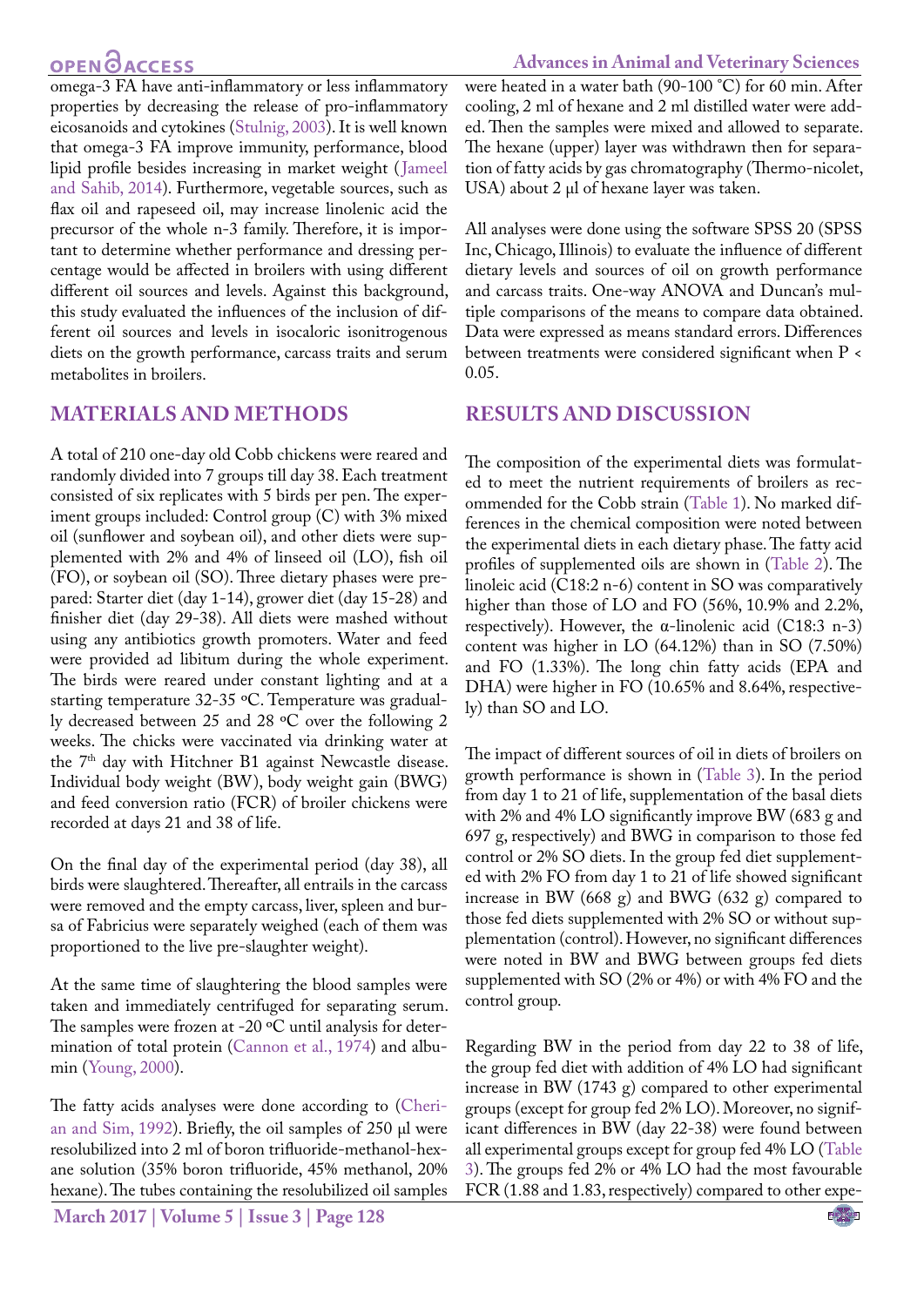omega-3 FA have anti-inflammatory or less inflammatory properties by decreasing the release of pro-inflammatory eicosanoids and cytokines (Stulnig, 2003). It is well known that omega-3 FA improve immunity, performance, blood lipid profile besides increasing in market weight (Jameel and Sahib, 2014). Furthermore, vegetable sources, such as flax oil and rapeseed oil, may increase linolenic acid the precursor of the whole n-3 family. Therefore, it is important to determine whether performance and dressing percentage would be affected in broilers with using different different oil sources and levels. Against this background, this study evaluated the influences of the inclusion of different oil sources and levels in isocaloric isonitrogenous diets on the growth performance, carcass traits and serum metabolites in broilers.

## MATERIALS AND METHODS

A total of 210 one-day old Cobb chickens were reared and randomly divided into 7 groups till day 38. Each treatment consisted of six replicates with 5 birds per pen. The experiment groups included: Control group (C) with 3% mixed oil (sunflower and soybean oil), and other diets were supplemented with 2% and 4% of linseed oil (LO), fish oil (FO), or soybean oil (SO). Three dietary phases were prepared: Starter diet (day 1-14), grower diet (day 15-28) and finisher diet (day 29-38). All diets were mashed without using any antibiotics growth promoters. Water and feed were provided ad libitum during the whole experiment. The birds were reared under constant lighting and at a starting temperature 32-35 ºC. Temperature was gradually decreased between 25 and 28 ºC over the following 2 weeks. The chicks were vaccinated via drinking water at the 7th day with Hitchner B1 against Newcastle disease. Individual body weight (BW), body weight gain (BWG) and feed conversion ratio (FCR) of broiler chickens were recorded at days 21 and 38 of life.

On the final day of the experimental period (day 38), all birds were slaughtered. Thereafter, all entrails in the carcass were removed and the empty carcass, liver, spleen and bursa of Fabricius were separately weighed (each of them was proportioned to the live pre-slaughter weight).

At the same time of slaughtering the blood samples were taken and immediately centrifuged for separating serum. The samples were frozen at -20 ºC until analysis for determination of total protein (Cannon et al., 1974) and albumin (Young, 2000).

The fatty acids analyses were done according to (Cherian and Sim, 1992). Briefly, the oil samples of 250 µl were resolubilized into 2 ml of boron trifluoride-methanol-hexane solution (35% boron trifluoride, 45% methanol, 20% hexane). The tubes containing the resolubilized oil samples were heated in a water bath (90-100 °C) for 60 min. After cooling, 2 ml of hexane and 2 ml distilled water were added. Then the samples were mixed and allowed to separate. The hexane (upper) layer was withdrawn then for separation of fatty acids by gas chromatography (Thermo-nicolet, USA) about 2 µl of hexane layer was taken.

All analyses were done using the software SPSS 20 (SPSS Inc, Chicago, Illinois) to evaluate the influence of different dietary levels and sources of oil on growth performance and carcass traits. One-way ANOVA and Duncan's multiple comparisons of the means to compare data obtained. Data were expressed as means standard errors. Differences between treatments were considered significant when $P < 0.05$.

## RESULTS AND DISCUSSION

The composition of the experimental diets was formulated to meet the nutrient requirements of broilers as recommended for the Cobb strain (Table 1). No marked differences in the chemical composition were noted between the experimental diets in each dietary phase. The fatty acid profiles of supplemented oils are shown in (Table 2). The linoleic acid (C18:2 n-6) content in SO was comparatively higher than those of LO and FO (56%, 10.9% and 2.2%, respectively). However, the α-linolenic acid (C18:3 n-3) content was higher in LO (64.12%) than in SO (7.50%) and FO (1.33%). The long chin fatty acids (EPA and DHA) were higher in FO (10.65% and 8.64%, respectively) than SO and LO.

The impact of different sources of oil in diets of broilers on growth performance is shown in (Table 3). In the period from day 1 to 21 of life, supplementation of the basal diets with 2% and 4% LO significantly improve BW (683 g and 697 g, respectively) and BWG in comparison to those fed control or 2% SO diets. In the group fed diet supplemented with 2% FO from day 1 to 21 of life showed significant increase in BW (668 g) and BWG (632 g) compared to those fed diets supplemented with 2% SO or without supplementation (control). However, no significant differences were noted in BW and BWG between groups fed diets supplemented with SO (2% or 4%) or with 4% FO and the control group.

Regarding BW in the period from day 22 to 38 of life, the group fed diet with addition of 4% LO had significant increase in BW (1743 g) compared to other experimental groups (except for group fed 2% LO). Moreover, no significant differences in BW (day 22-38) were found between all experimental groups except for group fed 4% LO (Table 3). The groups fed 2% or 4% LO had the most favourable FCR (1.88 and 1.83, respectively) compared to other expe-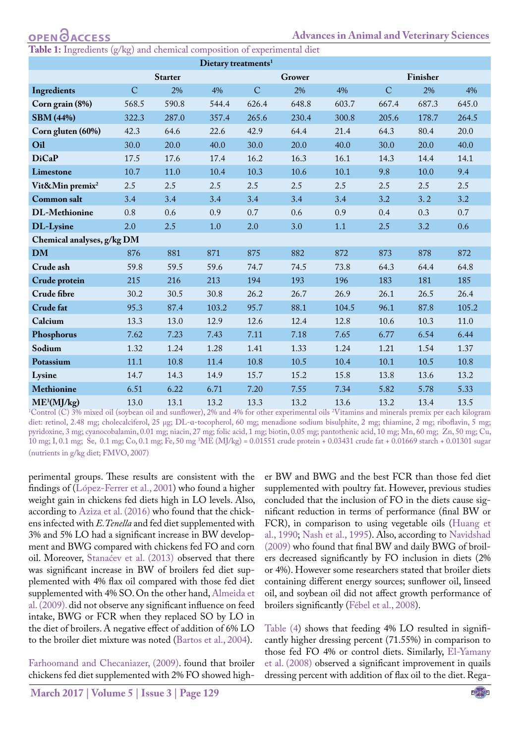**Table 1:** Ingredients (g/kg) and chemical composition of experimental diet

| | Dietary treatments[1] | | | | | | | | |
|---|---|---|---|---|---|---|---|---|---|
| | Starter | | | Grower | | | Finisher | | |
| **Ingredients** | C | 2% | 4% | C | 2% | 4% | C | 2% | 4% |
| **Corn grain (8%)** | 568.5 | 590.8 | 544.4 | 626.4 | 648.8 | 603.7 | 667.4 | 687.3 | 645.0 |
| **SBM (44%)** | 322.3 | 287.0 | 357.4 | 265.6 | 230.4 | 300.8 | 205.6 | 178.7 | 264.5 |
| **Corn gluten (60%)** | 42.3 | 64.6 | 22.6 | 42.9 | 64.4 | 21.4 | 64.3 | 80.4 | 20.0 |
| **Oil** | 30.0 | 20.0 | 40.0 | 30.0 | 20.0 | 40.0 | 30.0 | 20.0 | 40.0 |
| **DiCaP** | 17.5 | 17.6 | 17.4 | 16.2 | 16.3 | 16.1 | 14.3 | 14.4 | 14.1 |
| **Limestone** | 10.7 | 11.0 | 10.4 | 10.3 | 10.6 | 10.1 | 9.8 | 10.0 | 9.4 |
| **Vit&Min premix[2]** | 2.5 | 2.5 | 2.5 | 2.5 | 2.5 | 2.5 | 2.5 | 2.5 | 2.5 |
| **Common salt** | 3.4 | 3.4 | 3.4 | 3.4 | 3.4 | 3.4 | 3.2 | 3. 2 | 3.2 |
| **DL-Methionine** | 0.8 | 0.6 | 0.9 | 0.7 | 0.6 | 0.9 | 0.4 | 0.3 | 0.7 |
| **DL-Lysine** | 2.0 | 2.5 | 1.0 | 2.0 | 3.0 | 1.1 | 2.5 | 3.2 | 0.6 |
| **Chemical analyses, g/kg DM** | | | | | | | | | |
| **DM** | 876 | 881 | 871 | 875 | 882 | 872 | 873 | 878 | 872 |
| **Crude ash** | 59.8 | 59.5 | 59.6 | 74.7 | 74.5 | 73.8 | 64.3 | 64.4 | 64.8 |
| **Crude protein** | 215 | 216 | 213 | 194 | 193 | 196 | 183 | 181 | 185 |
| **Crude fibre** | 30.2 | 30.5 | 30.8 | 26.2 | 26.7 | 26.9 | 26.1 | 26.5 | 26.4 |
| **Crude fat** | 95.3 | 87.4 | 103.2 | 95.7 | 88.1 | 104.5 | 96.1 | 87.8 | 105.2 |
| **Calcium** | 13.3 | 13.0 | 12.9 | 12.6 | 12.4 | 12.8 | 10.6 | 10.3 | 11.0 |
| **Phosphorus** | 7.62 | 7.23 | 7.43 | 7.11 | 7.18 | 7.65 | 6.77 | 6.54 | 6.44 |
| **Sodium** | 1.32 | 1.24 | 1.28 | 1.41 | 1.33 | 1.24 | 1.21 | 1.54 | 1.37 |
| **Potassium** | 11.1 | 10.8 | 11.4 | 10.8 | 10.5 | 10.4 | 10.1 | 10.5 | 10.8 |
| **Lysine** | 14.7 | 14.3 | 14.9 | 15.7 | 15.2 | 15.8 | 13.8 | 13.6 | 13.2 |
| **Methionine** | 6.51 | 6.22 | 6.71 | 7.20 | 7.55 | 7.34 | 5.82 | 5.78 | 5.33 |
| **ME[3](MJ/kg)** | 13.0 | 13.1 | 13.2 | 13.3 | 13.2 | 13.6 | 13.2 | 13.4 | 13.5 |

[1]Control (C) 3% mixed oil (soybean oil and sunflower), 2% and 4% for other experimental oils [2]Vitamins and minerals premix per each kilogram diet: retinol, 2.48 mg; cholecalciferol, 25 µg; DL-α-tocopherol, 60 mg; menadione sodium bisulphite, 2 mg; thiamine, 2 mg; riboflavin, 5 mg; pyridoxine, 3 mg; cyanocobalamin, 0.01 mg; niacin, 27 mg; folic acid, 1 mg; biotin, 0.05 mg; pantothenic acid, 10 mg; Mn, 60 mg; Zn, 50 mg; Cu, 10 mg; I, 0.1 mg; Se, 0.1 mg; Co, 0.1 mg; Fe, 50 mg [3]ME (MJ/kg) = 0.01551 crude protein + 0.03431 crude fat + 0.01669 starch + 0.01301 sugar (nutrients in g/kg diet; FMVO, 2007)

perimental groups. These results are consistent with the findings of (López-Ferrer et al., 2001) who found a higher weight gain in chickens fed diets high in LO levels. Also, according to Aziza et al. (2016) who found that the chickens infected with *E. Tenella* and fed diet supplemented with 3% and 5% LO had a significant increase in BW development and BWG compared with chickens fed FO and corn oil. Moreover, Stanaćev et al. (2013) observed that there was significant increase in BW of broilers fed diet supplemented with 4% flax oil compared with those fed diet supplemented with 4% SO. On the other hand, Almeida et al. (2009). did not observe any significant influence on feed intake, BWG or FCR when they replaced SO by LO in the diet of broilers. A negative effect of addition of 6% LO to the broiler diet mixture was noted (Bartos et al., 2004).

Farhoomand and Checaniazer, (2009). found that broiler chickens fed diet supplemented with 2% FO showed higher BW and BWG and the best FCR than those fed diet supplemented with poultry fat. However, previous studies concluded that the inclusion of FO in the diets cause significant reduction in terms of performance (final BW or FCR), in comparison to using vegetable oils (Huang et al., 1990; Nash et al., 1995). Also, according to Navidshad (2009) who found that final BW and daily BWG of broilers decreased significantly by FO inclusion in diets (2% or 4%). However some researchers stated that broiler diets containing different energy sources; sunflower oil, linseed oil, and soybean oil did not affect growth performance of broilers significantly (Fébel et al., 2008).

Table (4) shows that feeding 4% LO resulted in significantly higher dressing percent (71.55%) in comparison to those fed FO 4% or control diets. Similarly, El-Yamany et al. (2008) observed a significant improvement in quails dressing percent with addition of flax oil to the diet. Rega-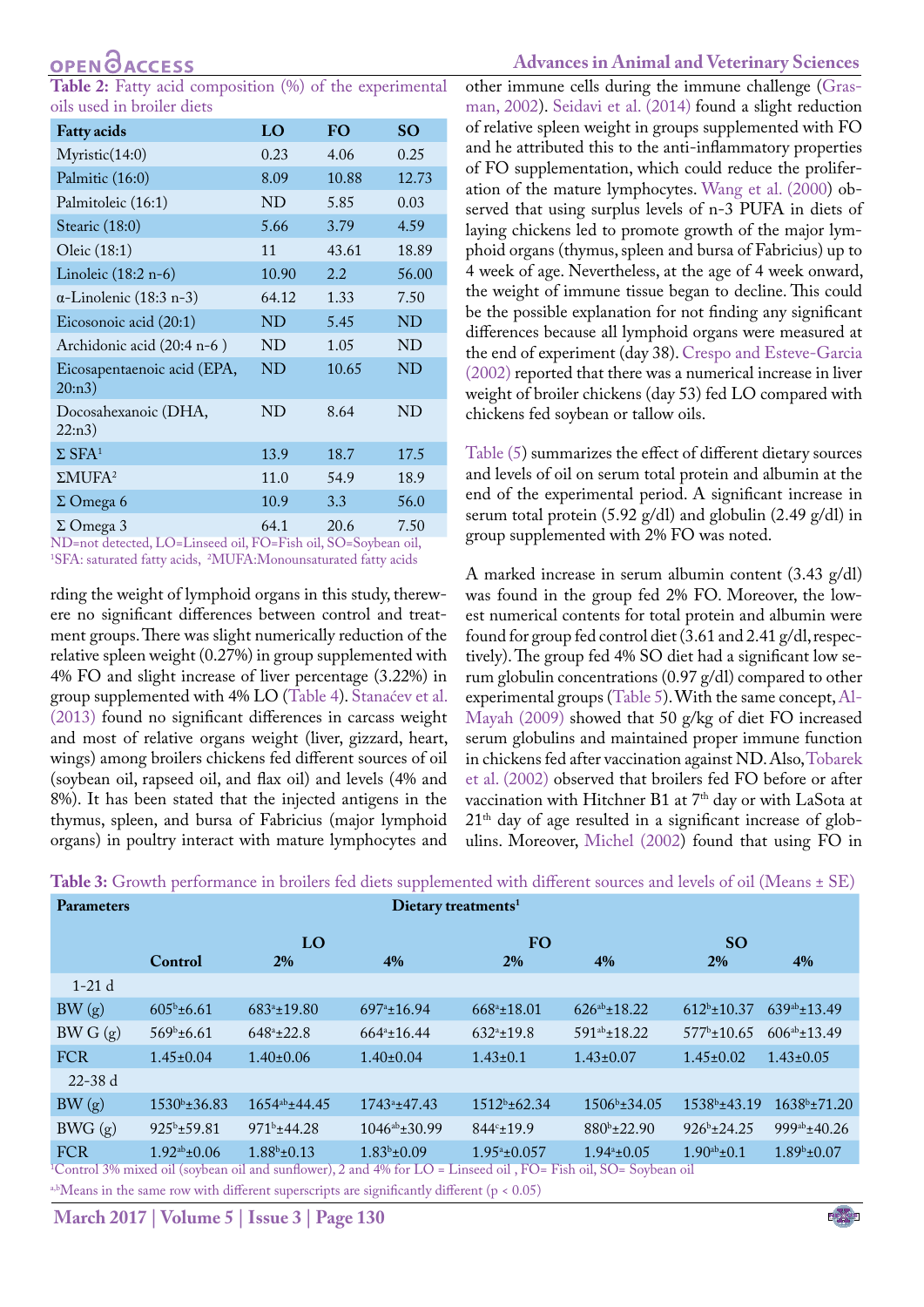**Table 2:** Fatty acid composition (%) of the experimental oils used in broiler diets

| Fatty acids | LO | FO | SO |
|---|---|---|---|
| Myristic(14:0) | 0.23 | 4.06 | 0.25 |
| Palmitic (16:0) | 8.09 | 10.88 | 12.73 |
| Palmitoleic (16:1) | ND | 5.85 | 0.03 |
| Stearic (18:0) | 5.66 | 3.79 | 4.59 |
| Oleic (18:1) | 11 | 43.61 | 18.89 |
| Linoleic (18:2 n-6) | 10.90 | 2.2 | 56.00 |
| α-Linolenic (18:3 n-3) | 64.12 | 1.33 | 7.50 |
| Eicosonoic acid (20:1) | ND | 5.45 | ND |
| Archidonic acid (20:4 n-6 ) | ND | 1.05 | ND |
| Eicosapentaenoic acid (EPA, 20:n3) | ND | 10.65 | ND |
| Docosahexanoic (DHA, 22:n3) | ND | 8.64 | ND |
| Σ SFA[1] | 13.9 | 18.7 | 17.5 |
| ΣMUFA[2] | 11.0 | 54.9 | 18.9 |
| Σ Omega 6 | 10.9 | 3.3 | 56.0 |
| Σ Omega 3 | 64.1 | 20.6 | 7.50 |

ND=not detected, LO=Linseed oil, FO=Fish oil, SO=Soybean oil, [1]SFA: saturated fatty acids, [2]MUFA:Monounsaturated fatty acids

rding the weight of lymphoid organs in this study, therewere no significant differences between control and treatment groups. There was slight numerically reduction of the relative spleen weight (0.27%) in group supplemented with 4% FO and slight increase of liver percentage (3.22%) in group supplemented with 4% LO (Table 4). Stanaćev et al. (2013) found no significant differences in carcass weight and most of relative organs weight (liver, gizzard, heart, wings) among broilers chickens fed different sources of oil (soybean oil, rapseed oil, and flax oil) and levels (4% and 8%). It has been stated that the injected antigens in the thymus, spleen, and bursa of Fabricius (major lymphoid organs) in poultry interact with mature lymphocytes and other immune cells during the immune challenge (Grasman, 2002). Seidavi et al. (2014) found a slight reduction of relative spleen weight in groups supplemented with FO and he attributed this to the anti-inflammatory properties of FO supplementation, which could reduce the proliferation of the mature lymphocytes. Wang et al. (2000) observed that using surplus levels of n-3 PUFA in diets of laying chickens led to promote growth of the major lymphoid organs (thymus, spleen and bursa of Fabricius) up to 4 week of age. Nevertheless, at the age of 4 week onward, the weight of immune tissue began to decline. This could be the possible explanation for not finding any significant differences because all lymphoid organs were measured at the end of experiment (day 38). Crespo and Esteve-Garcia (2002) reported that there was a numerical increase in liver weight of broiler chickens (day 53) fed LO compared with chickens fed soybean or tallow oils.

Table (5) summarizes the effect of different dietary sources and levels of oil on serum total protein and albumin at the end of the experimental period. A significant increase in serum total protein (5.92 g/dl) and globulin (2.49 g/dl) in group supplemented with 2% FO was noted.

A marked increase in serum albumin content (3.43 g/dl) was found in the group fed 2% FO. Moreover, the lowest numerical contents for total protein and albumin were found for group fed control diet (3.61 and 2.41 g/dl, respectively). The group fed 4% SO diet had a significant low serum globulin concentrations (0.97 g/dl) compared to other experimental groups (Table 5). With the same concept, Al-Mayah (2009) showed that 50 g/kg of diet FO increased serum globulins and maintained proper immune function in chickens fed after vaccination against ND. Also, Tobarek et al. (2002) observed that broilers fed FO before or after vaccination with Hitchner B1 at 7[th] day or with LaSota at 21[th] day of age resulted in a significant increase of globulins. Moreover, Michel (2002) found that using FO in

**Table 3:** Growth performance in broilers fed diets supplemented with different sources and levels of oil (Means ± SE)

| Parameters | Dietary treatments[1] | | | | | | |
|---|---|---|---|---|---|---|---|
| | | LO | | FO | | SO | |
| | Control | 2% | 4% | 2% | 4% | 2% | 4% |
| 1-21 d | | | | | | | |
| BW (g) | 605[b]±6.61 | 683[a]±19.80 | 697[a]±16.94 | 668[a]±18.01 | 626[ab]±18.22 | 612[b]±10.37 | 639[ab]±13.49 |
| BW G (g) | 569[b]±6.61 | 648[a]±22.8 | 664[a]±16.44 | 632[a]±19.8 | 591[ab]±18.22 | 577[b]±10.65 | 606[ab]±13.49 |
| FCR | 1.45±0.04 | 1.40±0.06 | 1.40±0.04 | 1.43±0.1 | 1.43±0.07 | 1.45±0.02 | 1.43±0.05 |
| 22-38 d | | | | | | | |
| BW (g) | 1530[b]±36.83 | 1654[ab]±44.45 | 1743[a]±47.43 | 1512[b]±62.34 | 1506[b]±34.05 | 1538[b]±43.19 | 1638[b]±71.20 |
| BWG (g) | 925[b]±59.81 | 971[b]±44.28 | 1046[ab]±30.99 | 844[c]±19.9 | 880[b]±22.90 | 926[b]±24.25 | 999[ab]±40.26 |
| FCR | 1.92[ab]±0.06 | 1.88[b]±0.13 | 1.83[b]±0.09 | 1.95[a]±0.057 | 1.94[a]±0.05 | 1.90[ab]±0.1 | 1.89[b]±0.07 |

[1]Control 3% mixed oil (soybean oil and sunflower), 2 and 4% for LO = Linseed oil , FO= Fish oil, SO= Soybean oil

[a,b]Means in the same row with different superscripts are significantly different ($p < 0.05$)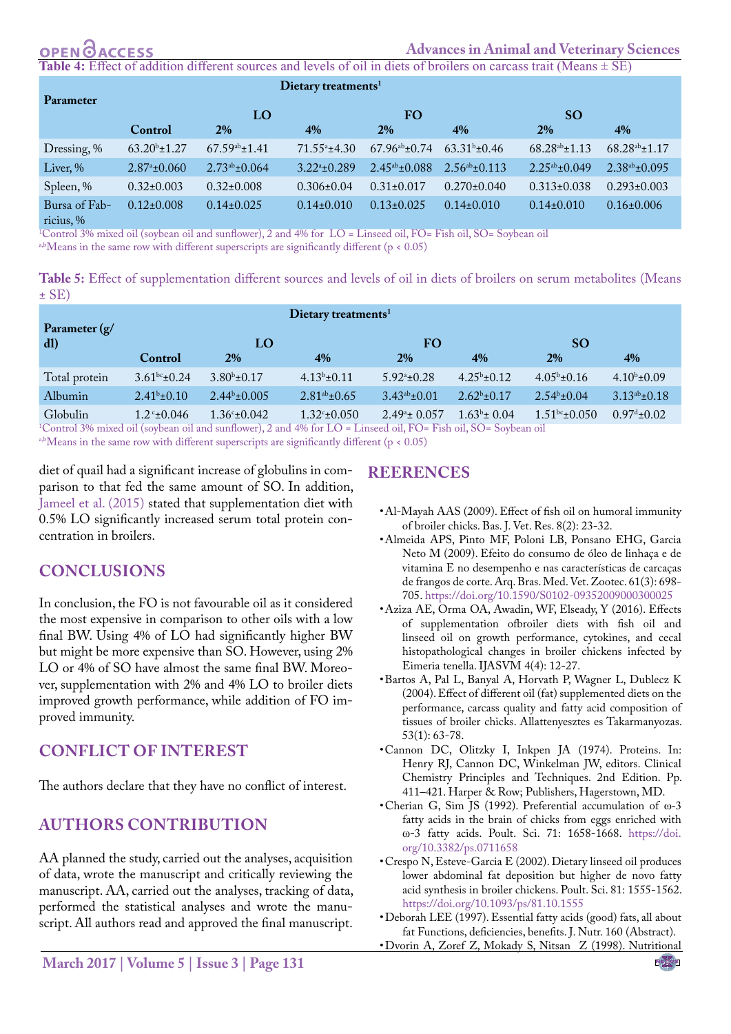**Table 4:** Effect of addition different sources and levels of oil in diets of broilers on carcass trait (Means ± SE)

| Parameter | Dietary treatments[1] | | | | | | |
|---|---|---|---|---|---|---|---|
| | | LO | | FO | | SO | |
| | Control | 2% | 4% | 2% | 4% | 2% | 4% |
| Dressing, % | 63.20[b]±1.27 | 67.59[ab]±1.41 | 71.55[a]±4.30 | 67.96[ab]±0.74 | 63.31[b]±0.46 | 68.28[ab]±1.13 | 68.28[ab]±1.17 |
| Liver, % | 2.87[a]±0.060 | 2.73[ab]±0.064 | 3.22[a]±0.289 | 2.45[ab]±0.088 | 2.56[ab]±0.113 | 2.25[ab]±0.049 | 2.38[ab]±0.095 |
| Spleen, % | 0.32±0.003 | 0.32±0.008 | 0.306±0.04 | 0.31±0.017 | 0.270±0.040 | 0.313±0.038 | 0.293±0.003 |
| Bursa of Fabricius, % | 0.12±0.008 | 0.14±0.025 | 0.14±0.010 | 0.13±0.025 | 0.14±0.010 | 0.14±0.010 | 0.16±0.006 |

[1]Control 3% mixed oil (soybean oil and sunflower), 2 and 4% for LO = Linseed oil, FO= Fish oil, SO= Soybean oil

[a,b]Means in the same row with different superscripts are significantly different ($p < 0.05$)

**Table 5:** Effect of supplementation different sources and levels of oil in diets of broilers on serum metabolites (Means ± SE)

| Parameter (g/dl) | Dietary treatments[1] | | | | | | |
|---|---|---|---|---|---|---|---|
| | | LO | | FO | | SO | |
| | Control | 2% | 4% | 2% | 4% | 2% | 4% |
| Total protein | 3.61[bc]±0.24 | 3.80[b]±0.17 | 4.13[b]±0.11 | 5.92[a]±0.28 | 4.25[b]±0.12 | 4.05[b]±0.16 | 4.10[b]±0.09 |
| Albumin | 2.41[b]±0.10 | 2.44[b]±0.005 | 2.81[ab]±0.65 | 3.43[ab]±0.01 | 2.62[b]±0.17 | 2.54[b]±0.04 | 3.13[ab]±0.18 |
| Globulin | 1.2[c]±0.046 | 1.36[c]±0.042 | 1.32[c]±0.050 | 2.49[a]± 0.057 | 1.63[b]± 0.04 | 1.51[bc]±0.050 | 0.97[d]±0.02 |

[1]Control 3% mixed oil (soybean oil and sunflower), 2 and 4% for LO = Linseed oil, FO= Fish oil, SO= Soybean oil

[a,b]Means in the same row with different superscripts are significantly different ($p < 0.05$)

diet of quail had a significant increase of globulins in comparison to that fed the same amount of SO. In addition, Jameel et al. (2015) stated that supplementation diet with 0.5% LO significantly increased serum total protein concentration in broilers.

## CONCLUSIONS

In conclusion, the FO is not favourable oil as it considered the most expensive in comparison to other oils with a low final BW. Using 4% of LO had significantly higher BW but might be more expensive than SO. However, using 2% LO or 4% of SO have almost the same final BW. Moreover, supplementation with 2% and 4% LO to broiler diets improved growth performance, while addition of FO improved immunity.

## CONFLICT OF INTEREST

The authors declare that they have no conflict of interest.

## AUTHORS CONTRIBUTION

AA planned the study, carried out the analyses, acquisition of data, wrote the manuscript and critically reviewing the manuscript. AA, carried out the analyses, tracking of data, performed the statistical analyses and wrote the manuscript. All authors read and approved the final manuscript.

## REERENCES

- Al-Mayah AAS (2009). Effect of fish oil on humoral immunity of broiler chicks. Bas. J. Vet. Res. 8(2): 23-32.
- Almeida APS, Pinto MF, Poloni LB, Ponsano EHG, Garcia Neto M (2009). Efeito do consumo de óleo de linhaça e de vitamina E no desempenho e nas características de carcaças de frangos de corte. Arq. Bras. Med. Vet. Zootec. 61(3): 698-705. https://doi.org/10.1590/S0102-09352009000300025
- Aziza AE, Orma OA, Awadin, WF, Elseady, Y (2016). Effects of supplementation ofbroiler diets with fish oil and linseed oil on growth performance, cytokines, and cecal histopathological changes in broiler chickens infected by Eimeria tenella. IJASVM 4(4): 12-27.
- Bartos A, Pal L, Banyal A, Horvath P, Wagner L, Dublecz K (2004). Effect of different oil (fat) supplemented diets on the performance, carcass quality and fatty acid composition of tissues of broiler chicks. Allattenyesztes es Takarmanyozas. 53(1): 63-78.
- Cannon DC, Olitzky I, Inkpen JA (1974). Proteins. In: Henry RJ, Cannon DC, Winkelman JW, editors. Clinical Chemistry Principles and Techniques. 2nd Edition. Pp. 411–421. Harper & Row; Publishers, Hagerstown, MD.
- Cherian G, Sim JS (1992). Preferential accumulation of ω-3 fatty acids in the brain of chicks from eggs enriched with ω-3 fatty acids. Poult. Sci. 71: 1658-1668. https://doi.org/10.3382/ps.0711658
- Crespo N, Esteve-Garcia E (2002). Dietary linseed oil produces lower abdominal fat deposition but higher de novo fatty acid synthesis in broiler chickens. Poult. Sci. 81: 1555-1562. https://doi.org/10.1093/ps/81.10.1555
- Deborah LEE (1997). Essential fatty acids (good) fats, all about fat Functions, deficiencies, benefits. J. Nutr. 160 (Abstract).
- Dvorin A, Zoref Z, Mokady S, Nitsan Z (1998). Nutritional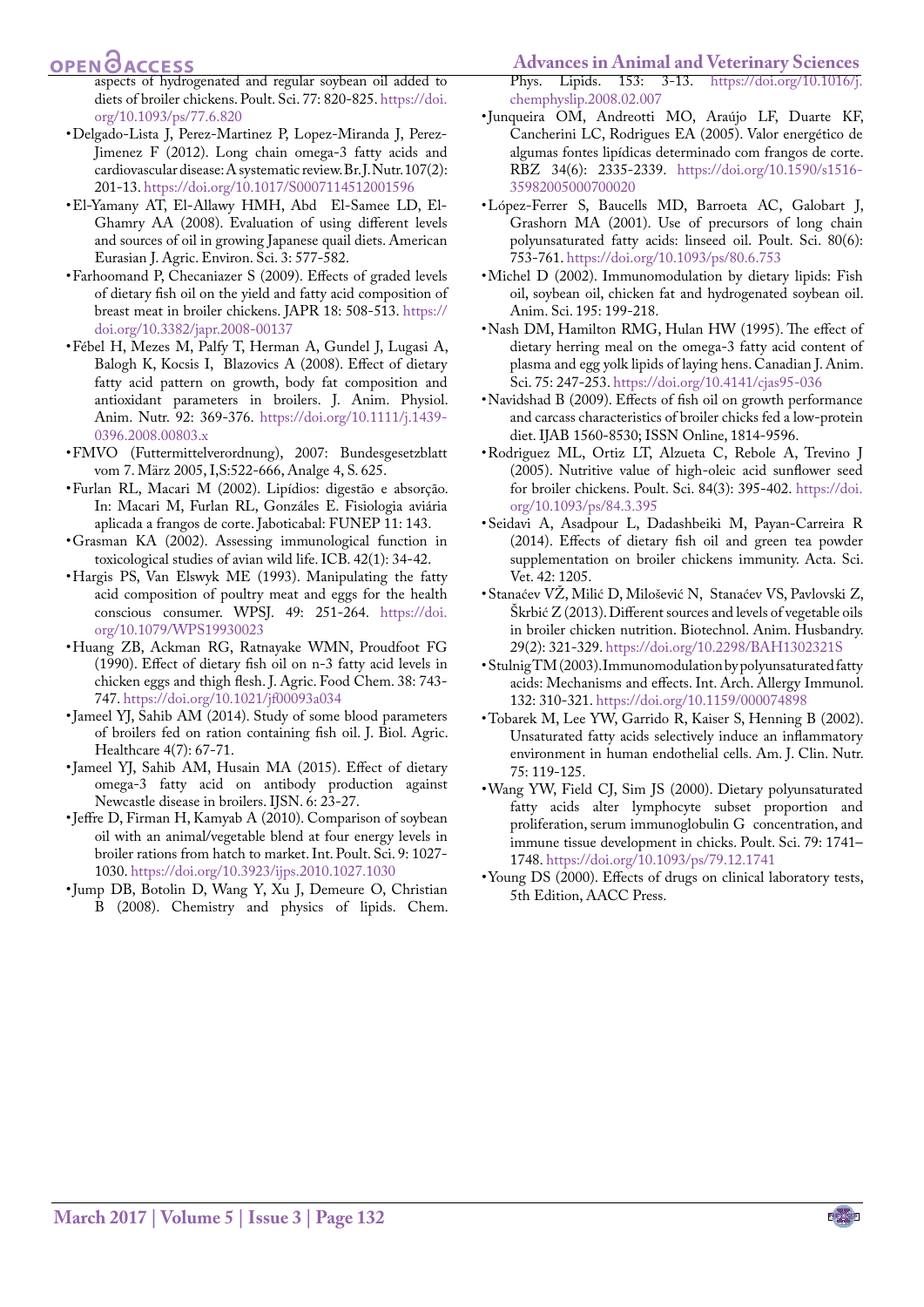aspects of hydrogenated and regular soybean oil added to diets of broiler chickens. Poult. Sci. 77: 820-825. https://doi.org/10.1093/ps/77.6.820

- Delgado-Lista J, Perez-Martinez P, Lopez-Miranda J, Perez-Jimenez F (2012). Long chain omega-3 fatty acids and cardiovascular disease: A systematic review. Br. J. Nutr. 107(2): 201-13. https://doi.org/10.1017/S0007114512001596
- El-Yamany AT, El-Allawy HMH, Abd El-Samee LD, El-Ghamry AA (2008). Evaluation of using different levels and sources of oil in growing Japanese quail diets. American Eurasian J. Agric. Environ. Sci. 3: 577-582.
- Farhoomand P, Checaniazer S (2009). Effects of graded levels of dietary fish oil on the yield and fatty acid composition of breast meat in broiler chickens. JAPR 18: 508-513. https://doi.org/10.3382/japr.2008-00137
- Fébel H, Mezes M, Palfy T, Herman A, Gundel J, Lugasi A, Balogh K, Kocsis I, Blazovics A (2008). Effect of dietary fatty acid pattern on growth, body fat composition and antioxidant parameters in broilers. J. Anim. Physiol. Anim. Nutr. 92: 369-376. https://doi.org/10.1111/j.1439-0396.2008.00803.x
- FMVO (Futtermittelverordnung), 2007: Bundesgesetzblatt vom 7. März 2005, I,S:522-666, Analge 4, S. 625.
- Furlan RL, Macari M (2002). Lipídios: digestão e absorção. In: Macari M, Furlan RL, Gonzáles E. Fisiologia aviária aplicada a frangos de corte. Jaboticabal: FUNEP 11: 143.
- Grasman KA (2002). Assessing immunological function in toxicological studies of avian wild life. ICB. 42(1): 34-42.
- Hargis PS, Van Elswyk ME (1993). Manipulating the fatty acid composition of poultry meat and eggs for the health conscious consumer. WPSJ. 49: 251-264. https://doi.org/10.1079/WPS19930023
- Huang ZB, Ackman RG, Ratnayake WMN, Proudfoot FG (1990). Effect of dietary fish oil on n-3 fatty acid levels in chicken eggs and thigh flesh. J. Agric. Food Chem. 38: 743-747. https://doi.org/10.1021/jf00093a034
- Jameel YJ, Sahib AM (2014). Study of some blood parameters of broilers fed on ration containing fish oil. J. Biol. Agric. Healthcare 4(7): 67-71.
- Jameel YJ, Sahib AM, Husain MA (2015). Effect of dietary omega-3 fatty acid on antibody production against Newcastle disease in broilers. IJSN. 6: 23-27.
- Jeffre D, Firman H, Kamyab A (2010). Comparison of soybean oil with an animal/vegetable blend at four energy levels in broiler rations from hatch to market. Int. Poult. Sci. 9: 1027-1030. https://doi.org/10.3923/ijps.2010.1027.1030
- Jump DB, Botolin D, Wang Y, Xu J, Demeure O, Christian B (2008). Chemistry and physics of lipids. Chem. Phys. Lipids. 153: 3-13. https://doi.org/10.1016/j.chemphyslip.2008.02.007
- Junqueira OM, Andreotti MO, Araújo LF, Duarte KF, Cancherini LC, Rodrigues EA (2005). Valor energético de algumas fontes lipídicas determinado com frangos de corte. RBZ 34(6): 2335-2339. https://doi.org/10.1590/s1516-35982005000700020
- López-Ferrer S, Baucells MD, Barroeta AC, Galobart J, Grashorn MA (2001). Use of precursors of long chain polyunsaturated fatty acids: linseed oil. Poult. Sci. 80(6): 753-761. https://doi.org/10.1093/ps/80.6.753
- Michel D (2002). Immunomodulation by dietary lipids: Fish oil, soybean oil, chicken fat and hydrogenated soybean oil. Anim. Sci. 195: 199-218.
- Nash DM, Hamilton RMG, Hulan HW (1995). The effect of dietary herring meal on the omega-3 fatty acid content of plasma and egg yolk lipids of laying hens. Canadian J. Anim. Sci. 75: 247-253. https://doi.org/10.4141/cjas95-036
- Navidshad B (2009). Effects of fish oil on growth performance and carcass characteristics of broiler chicks fed a low-protein diet. IJAB 1560-8530; ISSN Online, 1814-9596.
- Rodriguez ML, Ortiz LT, Alzueta C, Rebole A, Trevino J (2005). Nutritive value of high-oleic acid sunflower seed for broiler chickens. Poult. Sci. 84(3): 395-402. https://doi.org/10.1093/ps/84.3.395
- Seidavi A, Asadpour L, Dadashbeiki M, Payan-Carreira R (2014). Effects of dietary fish oil and green tea powder supplementation on broiler chickens immunity. Acta. Sci. Vet. 42: 1205.
- Stanaćev VŽ, Milić D, Milošević N, Stanaćev VS, Pavlovski Z, Škrbić Z (2013). Different sources and levels of vegetable oils in broiler chicken nutrition. Biotechnol. Anim. Husbandry. 29(2): 321-329. https://doi.org/10.2298/BAH1302321S
- Stulnig TM (2003). Immunomodulation by polyunsaturated fatty acids: Mechanisms and effects. Int. Arch. Allergy Immunol. 132: 310-321. https://doi.org/10.1159/000074898
- Tobarek M, Lee YW, Garrido R, Kaiser S, Henning B (2002). Unsaturated fatty acids selectively induce an inflammatory environment in human endothelial cells. Am. J. Clin. Nutr. 75: 119-125.
- Wang YW, Field CJ, Sim JS (2000). Dietary polyunsaturated fatty acids alter lymphocyte subset proportion and proliferation, serum immunoglobulin G concentration, and immune tissue development in chicks. Poult. Sci. 79: 1741–1748. https://doi.org/10.1093/ps/79.12.1741
- Young DS (2000). Effects of drugs on clinical laboratory tests, 5th Edition, AACC Press.